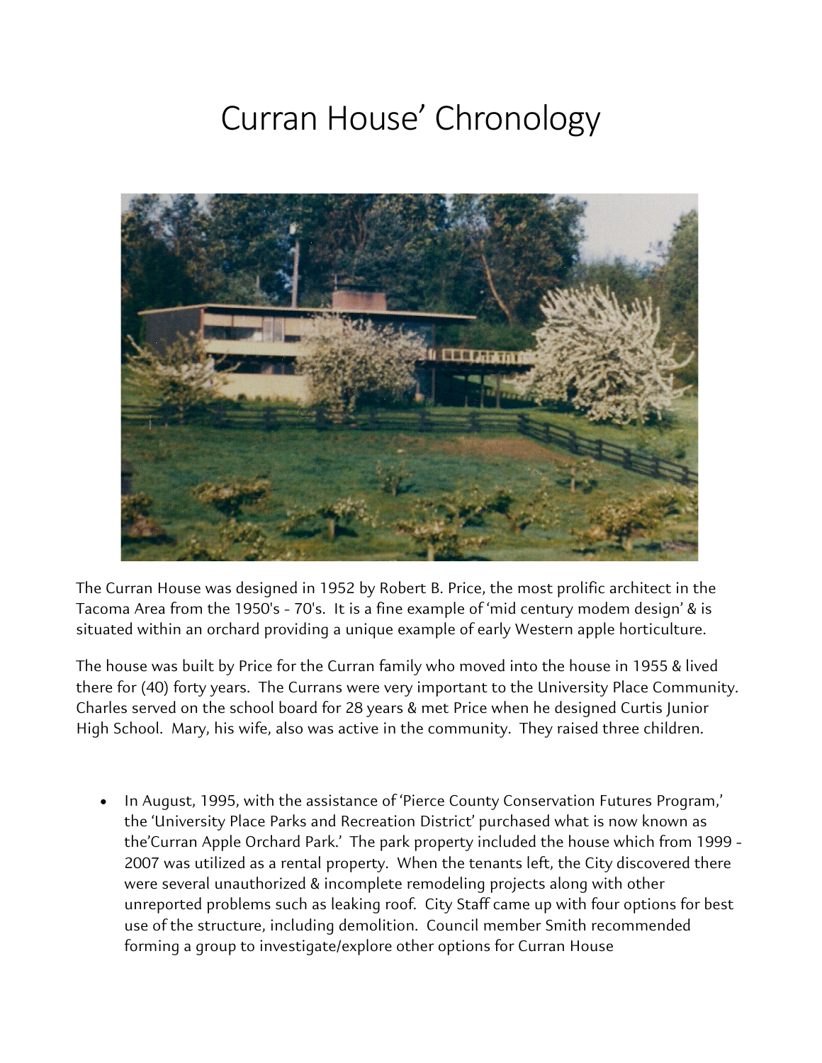# Curran House' Chronology

The Curran House was designed in 1952 by Robert B. Price, the most prolific architect in the Tacoma Area from the 1950's - 70's. It is a fine example of 'mid century modem design' & is situated within an orchard providing a unique example of early Western apple horticulture.

The house was built by Price for the Curran family who moved into the house in 1955 & lived there for (40) forty years. The Currans were very important to the University Place Community. Charles served on the school board for 28 years & met Price when he designed Curtis Junior High School. Mary, his wife, also was active in the community. They raised three children.

- In August, 1995, with the assistance of 'Pierce County Conservation Futures Program,' the 'University Place Parks and Recreation District' purchased what is now known as the'Curran Apple Orchard Park.' The park property included the house which from 1999 - 2007 was utilized as a rental property. When the tenants left, the City discovered there were several unauthorized & incomplete remodeling projects along with other unreported problems such as leaking roof. City Staff came up with four options for best use of the structure, including demolition. Council member Smith recommended forming a group to investigate/explore other options for Curran House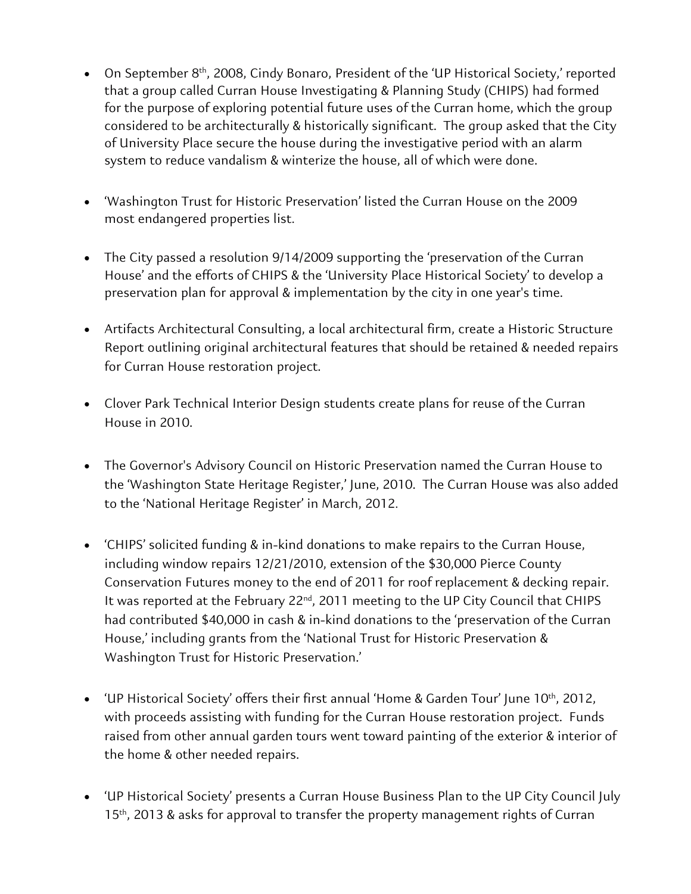- On September 8th, 2008, Cindy Bonaro, President of the 'UP Historical Society,' reported that a group called Curran House Investigating & Planning Study (CHIPS) had formed for the purpose of exploring potential future uses of the Curran home, which the group considered to be architecturally & historically significant. The group asked that the City of University Place secure the house during the investigative period with an alarm system to reduce vandalism & winterize the house, all of which were done.

- 'Washington Trust for Historic Preservation' listed the Curran House on the 2009 most endangered properties list.

- The City passed a resolution 9/14/2009 supporting the 'preservation of the Curran House' and the efforts of CHIPS & the 'University Place Historical Society' to develop a preservation plan for approval & implementation by the city in one year's time.

- Artifacts Architectural Consulting, a local architectural firm, create a Historic Structure Report outlining original architectural features that should be retained & needed repairs for Curran House restoration project.

- Clover Park Technical Interior Design students create plans for reuse of the Curran House in 2010.

- The Governor's Advisory Council on Historic Preservation named the Curran House to the 'Washington State Heritage Register,' June, 2010. The Curran House was also added to the 'National Heritage Register' in March, 2012.

- 'CHIPS' solicited funding & in-kind donations to make repairs to the Curran House, including window repairs 12/21/2010, extension of the $30,000 Pierce County Conservation Futures money to the end of 2011 for roof replacement & decking repair. It was reported at the February 22nd, 2011 meeting to the UP City Council that CHIPS had contributed $40,000 in cash & in-kind donations to the 'preservation of the Curran House,' including grants from the 'National Trust for Historic Preservation & Washington Trust for Historic Preservation.'

- 'UP Historical Society' offers their first annual 'Home & Garden Tour' June 10th, 2012, with proceeds assisting with funding for the Curran House restoration project. Funds raised from other annual garden tours went toward painting of the exterior & interior of the home & other needed repairs.

- 'UP Historical Society' presents a Curran House Business Plan to the UP City Council July 15th, 2013 & asks for approval to transfer the property management rights of Curran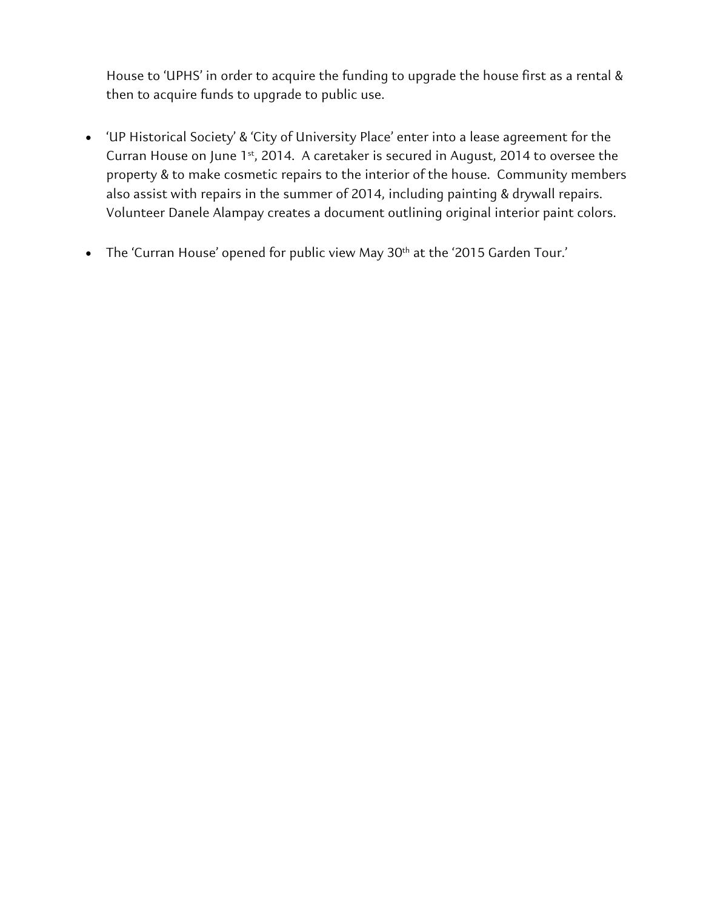House to 'UPHS' in order to acquire the funding to upgrade the house first as a rental & then to acquire funds to upgrade to public use.

- 'UP Historical Society' & 'City of University Place' enter into a lease agreement for the Curran House on June 1st, 2014. A caretaker is secured in August, 2014 to oversee the property & to make cosmetic repairs to the interior of the house. Community members also assist with repairs in the summer of 2014, including painting & drywall repairs. Volunteer Danele Alampay creates a document outlining original interior paint colors.

- The 'Curran House' opened for public view May 30th at the '2015 Garden Tour.'